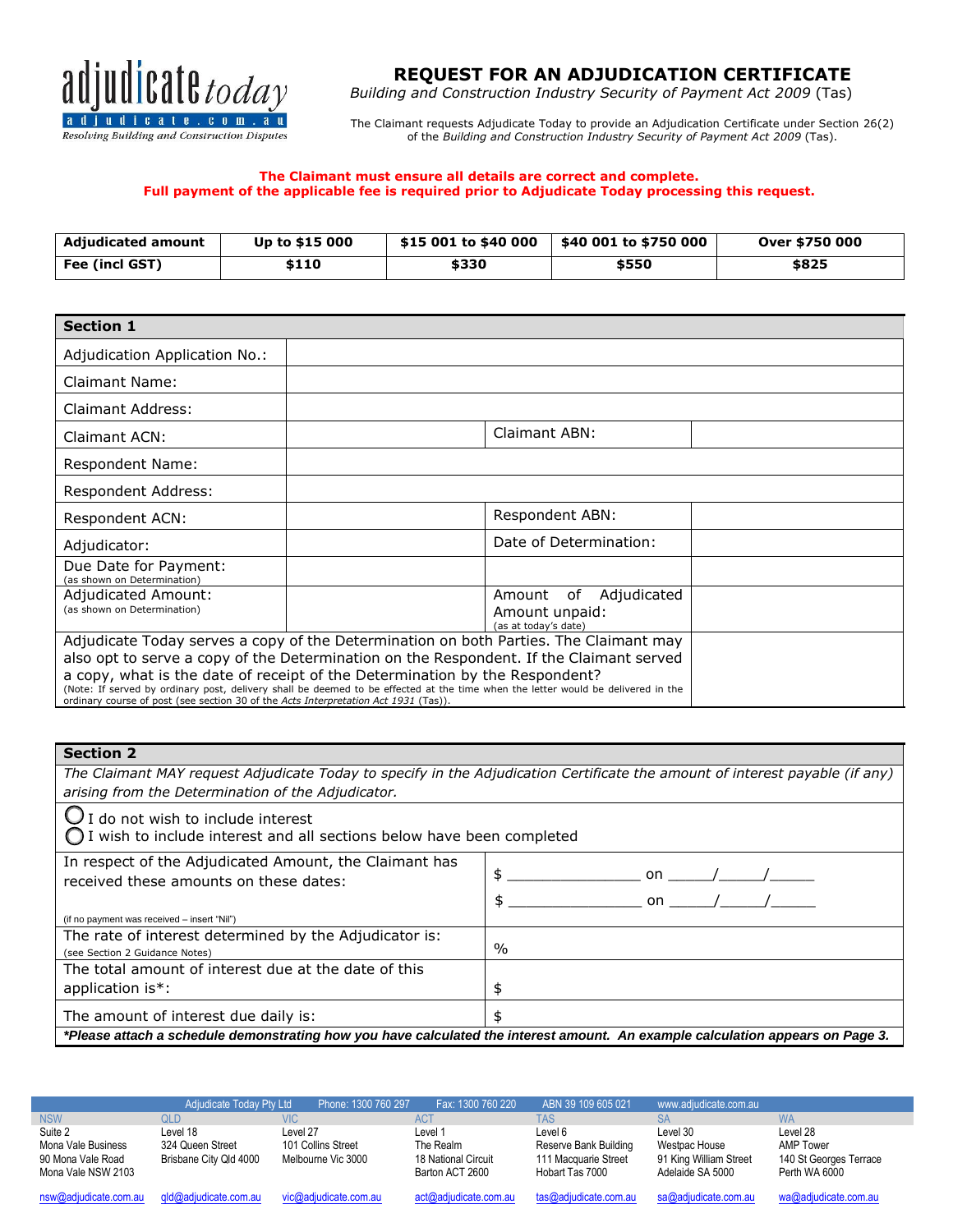adjudicate today
adjudicate.com.au
Resolving Building and Construction Disputes

# REQUEST FOR AN ADJUDICATION CERTIFICATE

*Building and Construction Industry Security of Payment Act 2009* (Tas)

The Claimant requests Adjudicate Today to provide an Adjudication Certificate under Section 26(2) of the *Building and Construction Industry Security of Payment Act 2009* (Tas).

**The Claimant must ensure all details are correct and complete.**
**Full payment of the applicable fee is required prior to Adjudicate Today processing this request.**

| **Adjudicated amount** | **Up to $15 000** | **$15 001 to $40 000** | **$40 001 to $750 000** | **Over $750 000** |
|---|---|---|---|---|
| **Fee (incl GST)** | **$110** | **$330** | **$550** | **$825** |

## Section 1

| | | | |
|---|---|---|---|
| Adjudication Application No.: | | | |
| Claimant Name: | | | |
| Claimant Address: | | | |
| Claimant ACN: | | Claimant ABN: | |
| Respondent Name: | | | |
| Respondent Address: | | | |
| Respondent ACN: | | Respondent ABN: | |
| Adjudicator: | | Date of Determination: | |
| Due Date for Payment: (as shown on Determination) | | | |
| Adjudicated Amount: (as shown on Determination) | | Amount of Adjudicated Amount unpaid: (as at today's date) | |
| Adjudicate Today serves a copy of the Determination on both Parties. The Claimant may also opt to serve a copy of the Determination on the Respondent. If the Claimant served a copy, what is the date of receipt of the Determination by the Respondent? (Note: If served by ordinary post, delivery shall be deemed to be effected at the time when the letter would be delivered in the ordinary course of post (see section 30 of the *Acts Interpretation Act 1931* (Tas)). | | | |

## Section 2

*The Claimant MAY request Adjudicate Today to specify in the Adjudication Certificate the amount of interest payable (if any) arising from the Determination of the Adjudicator.*

○ I do not wish to include interest
○ I wish to include interest and all sections below have been completed

| | |
|---|---|
| In respect of the Adjudicated Amount, the Claimant has received these amounts on these dates: (if no payment was received – insert "Nil") | $ ____________ on ____/____/____ <br> $ ____________ on ____/____/____ |
| The rate of interest determined by the Adjudicator is: (see Section 2 Guidance Notes) | % |
| The total amount of interest due at the date of this application is*: | $ |
| The amount of interest due daily is: | $ |

***Please attach a schedule demonstrating how you have calculated the interest amount. An example calculation appears on Page 3.***

Adjudicate Today Pty Ltd | Phone: 1300 760 297 | Fax: 1300 760 220 | ABN 39 109 605 021 | www.adjudicate.com.au

| NSW | QLD | VIC | ACT | TAS | SA | WA |
|---|---|---|---|---|---|---|
| Suite 2<br>Mona Vale Business<br>90 Mona Vale Road<br>Mona Vale NSW 2103 | Level 18<br>324 Queen Street<br>Brisbane City Qld 4000 | Level 27<br>101 Collins Street<br>Melbourne Vic 3000 | Level 1<br>The Realm<br>18 National Circuit<br>Barton ACT 2600 | Level 6<br>Reserve Bank Building<br>111 Macquarie Street<br>Hobart Tas 7000 | Level 30<br>Westpac House<br>91 King William Street<br>Adelaide SA 5000 | Level 28<br>AMP Tower<br>140 St Georges Terrace<br>Perth WA 6000 |
| nsw@adjudicate.com.au | qld@adjudicate.com.au | vic@adjudicate.com.au | act@adjudicate.com.au | tas@adjudicate.com.au | sa@adjudicate.com.au | wa@adjudicate.com.au |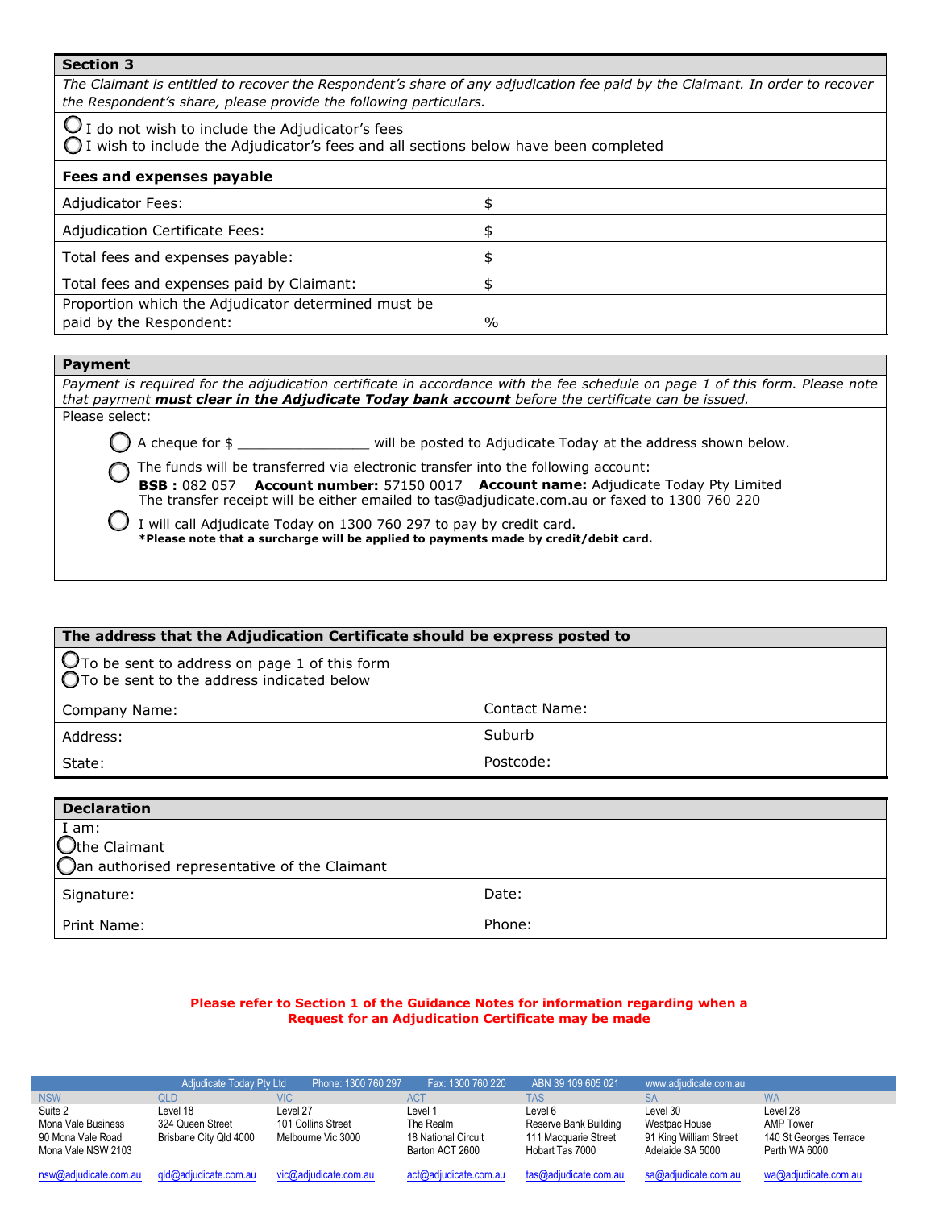## Section 3

*The Claimant is entitled to recover the Respondent's share of any adjudication fee paid by the Claimant. In order to recover the Respondent's share, please provide the following particulars.*

◯ I do not wish to include the Adjudicator's fees
◯ I wish to include the Adjudicator's fees and all sections below have been completed

### Fees and expenses payable

| | |
|---|---|
| Adjudicator Fees: | $ |
| Adjudication Certificate Fees: | $ |
| Total fees and expenses payable: | $ |
| Total fees and expenses paid by Claimant: | $ |
| Proportion which the Adjudicator determined must be paid by the Respondent: | % |

## Payment

*Payment is required for the adjudication certificate in accordance with the fee schedule on page 1 of this form. Please note that payment **must clear in the Adjudicate Today bank account** before the certificate can be issued.*

Please select:

◯ A cheque for $ ________________ will be posted to Adjudicate Today at the address shown below.

◯ The funds will be transferred via electronic transfer into the following account:
**BSB :** 082 057 **Account number:** 57150 0017 **Account name:** Adjudicate Today Pty Limited
The transfer receipt will be either emailed to tas@adjudicate.com.au or faxed to 1300 760 220

◯ I will call Adjudicate Today on 1300 760 297 to pay by credit card.
***Please note that a surcharge will be applied to payments made by credit/debit card.**

## The address that the Adjudication Certificate should be express posted to

◯ To be sent to address on page 1 of this form
◯ To be sent to the address indicated below

| | | | |
|---|---|---|---|
| Company Name: | | Contact Name: | |
| Address: | | Suburb | |
| State: | | Postcode: | |

## Declaration

I am:
◯ the Claimant
◯ an authorised representative of the Claimant

| | | | |
|---|---|---|---|
| Signature: | | Date: | |
| Print Name: | | Phone: | |

**Please refer to Section 1 of the Guidance Notes for information regarding when a Request for an Adjudication Certificate may be made**

Adjudicate Today Pty Ltd | Phone: 1300 760 297 | Fax: 1300 760 220 | ABN 39 109 605 021 | www.adjudicate.com.au

| NSW | QLD | VIC | ACT | TAS | SA | WA |
|---|---|---|---|---|---|---|
| Suite 2<br>Mona Vale Business<br>90 Mona Vale Road<br>Mona Vale NSW 2103 | Level 18<br>324 Queen Street<br>Brisbane City Qld 4000 | Level 27<br>101 Collins Street<br>Melbourne Vic 3000 | Level 1<br>The Realm<br>18 National Circuit<br>Barton ACT 2600 | Level 6<br>Reserve Bank Building<br>111 Macquarie Street<br>Hobart Tas 7000 | Level 30<br>Westpac House<br>91 King William Street<br>Adelaide SA 5000 | Level 28<br>AMP Tower<br>140 St Georges Terrace<br>Perth WA 6000 |
| nsw@adjudicate.com.au | qld@adjudicate.com.au | vic@adjudicate.com.au | act@adjudicate.com.au | tas@adjudicate.com.au | sa@adjudicate.com.au | wa@adjudicate.com.au |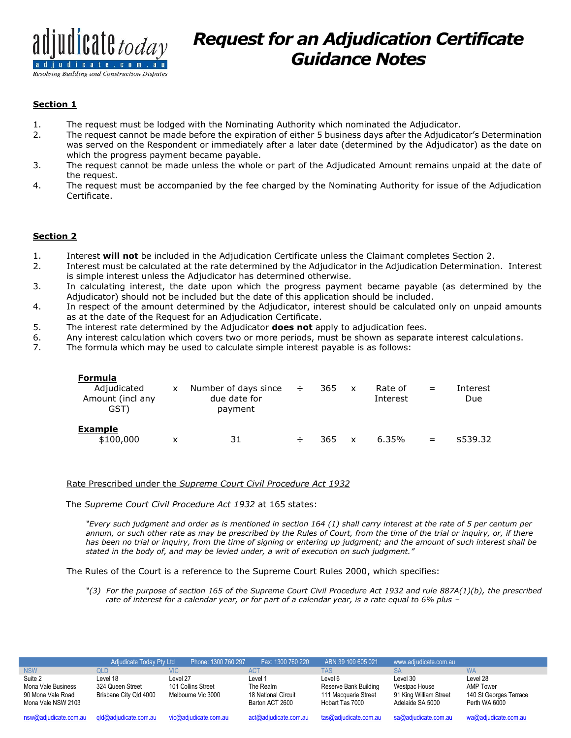# Request for an Adjudication Certificate Guidance Notes

**Section 1**

1. The request must be lodged with the Nominating Authority which nominated the Adjudicator.
2. The request cannot be made before the expiration of either 5 business days after the Adjudicator's Determination was served on the Respondent or immediately after a later date (determined by the Adjudicator) as the date on which the progress payment became payable.
3. The request cannot be made unless the whole or part of the Adjudicated Amount remains unpaid at the date of the request.
4. The request must be accompanied by the fee charged by the Nominating Authority for issue of the Adjudication Certificate.

**Section 2**

1. Interest **will not** be included in the Adjudication Certificate unless the Claimant completes Section 2.
2. Interest must be calculated at the rate determined by the Adjudicator in the Adjudication Determination. Interest is simple interest unless the Adjudicator has determined otherwise.
3. In calculating interest, the date upon which the progress payment became payable (as determined by the Adjudicator) should not be included but the date of this application should be included.
4. In respect of the amount determined by the Adjudicator, interest should be calculated only on unpaid amounts as at the date of the Request for an Adjudication Certificate.
5. The interest rate determined by the Adjudicator **does not** apply to adjudication fees.
6. Any interest calculation which covers two or more periods, must be shown as separate interest calculations.
7. The formula which may be used to calculate simple interest payable is as follows:

| **Formula** | | | | | | | | |
|---|---|---|---|---|---|---|---|---|
| Adjudicated Amount (incl any GST) | x | Number of days since due date for payment | ÷ | 365 | x | Rate of Interest | = | Interest Due |
| **Example** | | | | | | | | |
| $100,000 | x | 31 | ÷ | 365 | x | 6.35% | = | $539.32 |

Rate Prescribed under the *Supreme Court Civil Procedure Act 1932*

The *Supreme Court Civil Procedure Act 1932* at 165 states:

> *"Every such judgment and order as is mentioned in section 164 (1) shall carry interest at the rate of 5 per centum per annum, or such other rate as may be prescribed by the Rules of Court, from the time of the trial or inquiry, or, if there has been no trial or inquiry, from the time of signing or entering up judgment; and the amount of such interest shall be stated in the body of, and may be levied under, a writ of execution on such judgment."*

The Rules of the Court is a reference to the Supreme Court Rules 2000, which specifies:

> *"(3) For the purpose of section 165 of the Supreme Court Civil Procedure Act 1932 and rule 887A(1)(b), the prescribed rate of interest for a calendar year, or for part of a calendar year, is a rate equal to 6% plus –*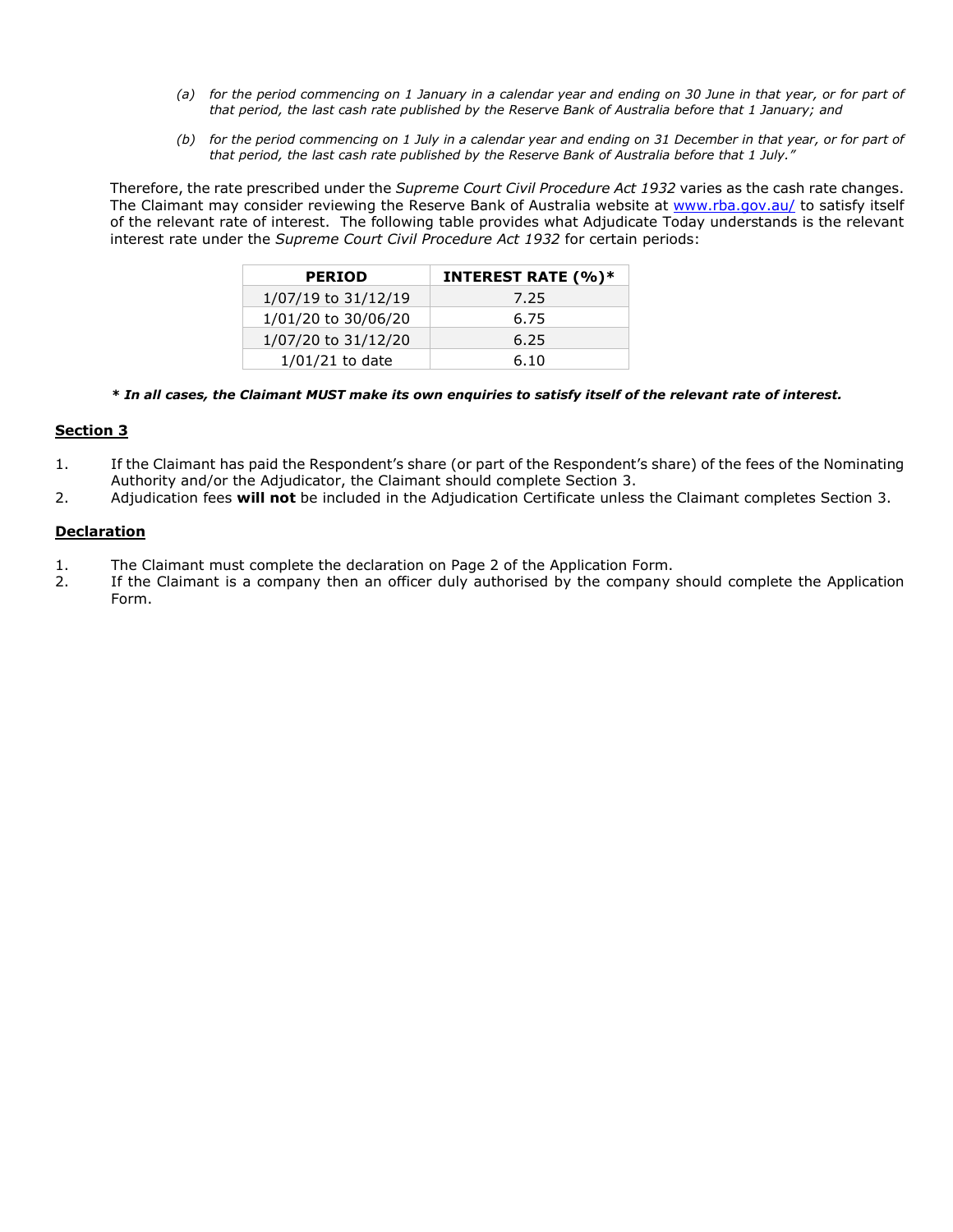*(a) for the period commencing on 1 January in a calendar year and ending on 30 June in that year, or for part of that period, the last cash rate published by the Reserve Bank of Australia before that 1 January; and*

*(b) for the period commencing on 1 July in a calendar year and ending on 31 December in that year, or for part of that period, the last cash rate published by the Reserve Bank of Australia before that 1 July."*

Therefore, the rate prescribed under the *Supreme Court Civil Procedure Act 1932* varies as the cash rate changes. The Claimant may consider reviewing the Reserve Bank of Australia website at www.rba.gov.au/ to satisfy itself of the relevant rate of interest. The following table provides what Adjudicate Today understands is the relevant interest rate under the *Supreme Court Civil Procedure Act 1932* for certain periods:

| PERIOD | INTEREST RATE (%)* |
|---|---|
| 1/07/19 to 31/12/19 | 7.25 |
| 1/01/20 to 30/06/20 | 6.75 |
| 1/07/20 to 31/12/20 | 6.25 |
| 1/01/21 to date | 6.10 |

***\* In all cases, the Claimant MUST make its own enquiries to satisfy itself of the relevant rate of interest.***

## Section 3

1. If the Claimant has paid the Respondent's share (or part of the Respondent's share) of the fees of the Nominating Authority and/or the Adjudicator, the Claimant should complete Section 3.
2. Adjudication fees **will not** be included in the Adjudication Certificate unless the Claimant completes Section 3.

## Declaration

1. The Claimant must complete the declaration on Page 2 of the Application Form.
2. If the Claimant is a company then an officer duly authorised by the company should complete the Application Form.